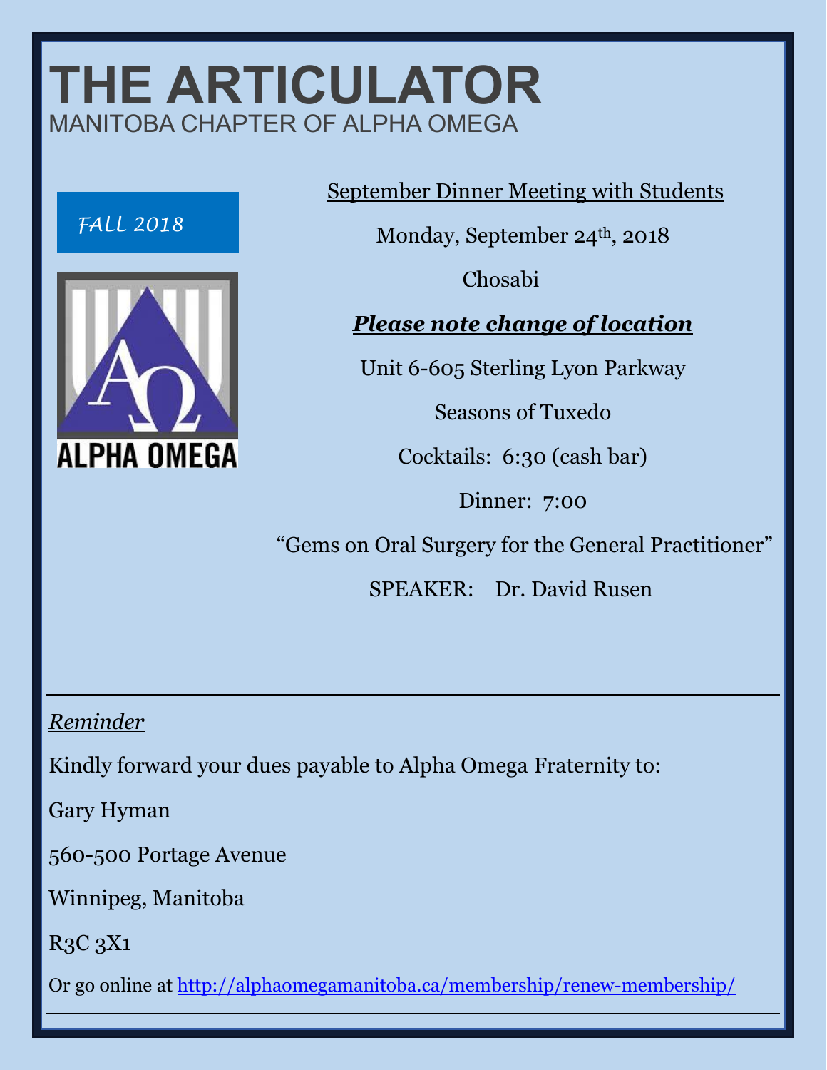# THE ARTICULATOR

MANITOBA CHAPTER OF ALPHA OMEGA

*FALL 2018*

ALPHA OMEGA

September Dinner Meeting with Students

Monday, September 24th, 2018

Chosabi

***Please note change of location***

Unit 6-605 Sterling Lyon Parkway

Seasons of Tuxedo

Cocktails: 6:30 (cash bar)

Dinner: 7:00

"Gems on Oral Surgery for the General Practitioner"

SPEAKER: Dr. David Rusen

---

*Reminder*

Kindly forward your dues payable to Alpha Omega Fraternity to:

Gary Hyman

560-500 Portage Avenue

Winnipeg, Manitoba

R3C 3X1

Or go online at http://alphaomegamanitoba.ca/membership/renew-membership/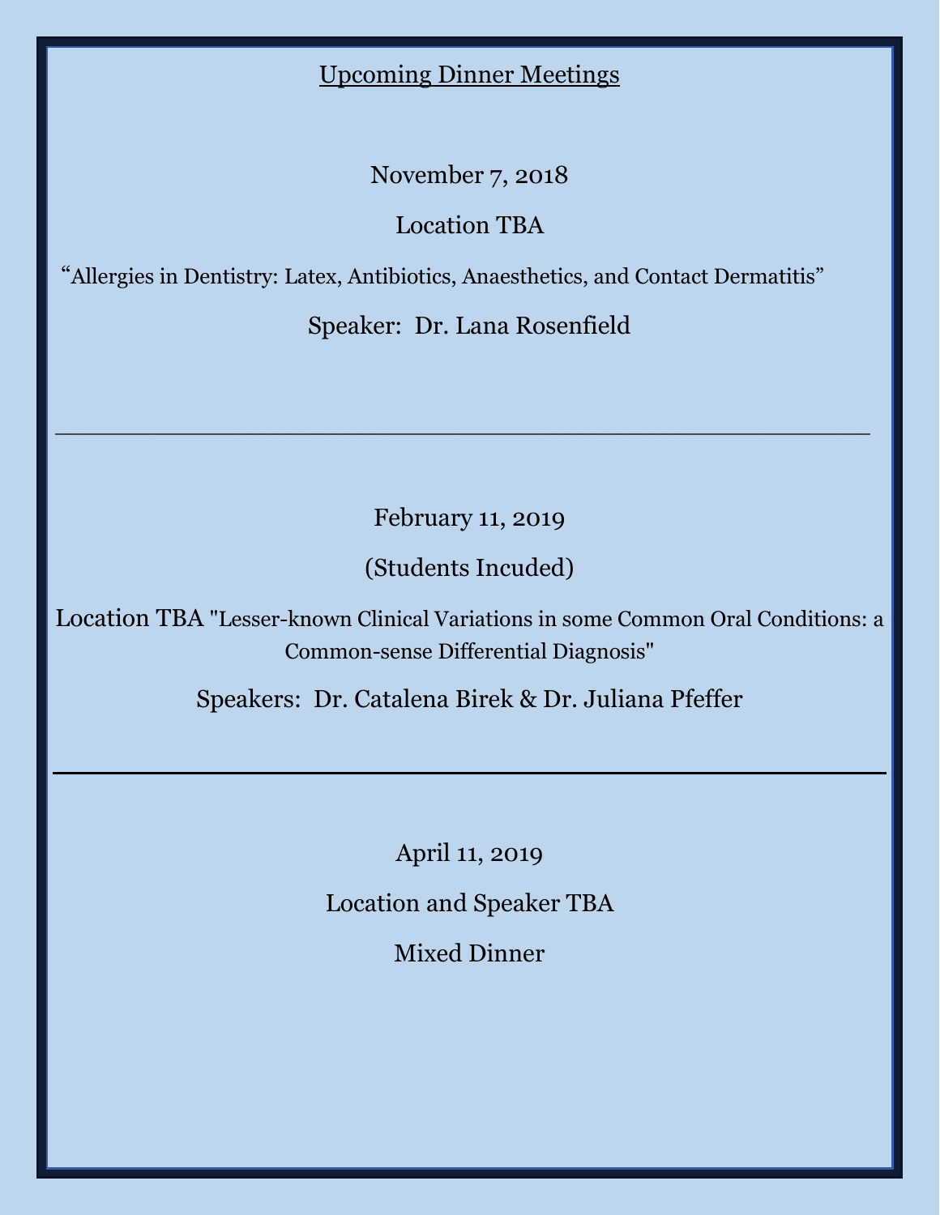## Upcoming Dinner Meetings

November 7, 2018

Location TBA

"Allergies in Dentistry: Latex, Antibiotics, Anaesthetics, and Contact Dermatitis"

Speaker: Dr. Lana Rosenfield

---

February 11, 2019

(Students Incuded)

Location TBA "Lesser-known Clinical Variations in some Common Oral Conditions: a Common-sense Differential Diagnosis"

Speakers: Dr. Catalena Birek & Dr. Juliana Pfeffer

---

April 11, 2019

Location and Speaker TBA

Mixed Dinner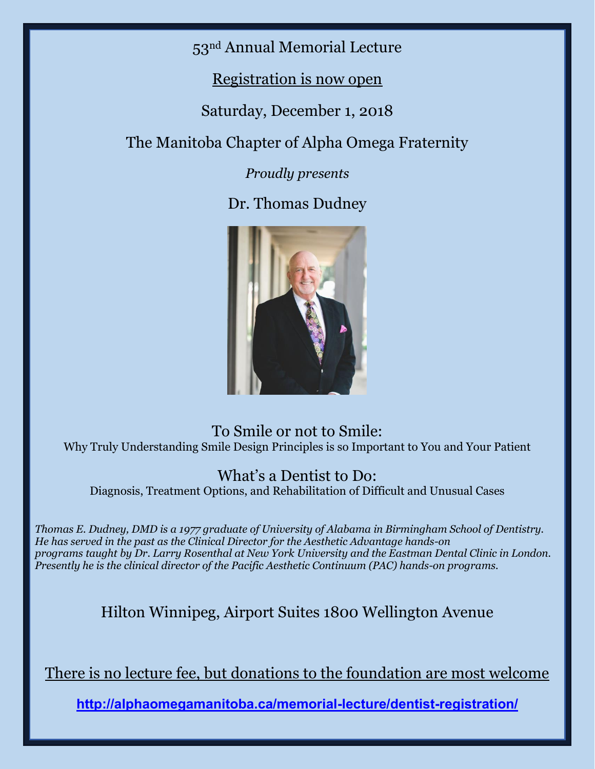# 53nd Annual Memorial Lecture

Registration is now open

Saturday, December 1, 2018

The Manitoba Chapter of Alpha Omega Fraternity

*Proudly presents*

## Dr. Thomas Dudney

### To Smile or not to Smile:

Why Truly Understanding Smile Design Principles is so Important to You and Your Patient

### What's a Dentist to Do:

Diagnosis, Treatment Options, and Rehabilitation of Difficult and Unusual Cases

*Thomas E. Dudney, DMD is a 1977 graduate of University of Alabama in Birmingham School of Dentistry. He has served in the past as the Clinical Director for the Aesthetic Advantage hands-on programs taught by Dr. Larry Rosenthal at New York University and the Eastman Dental Clinic in London. Presently he is the clinical director of the Pacific Aesthetic Continuum (PAC) hands-on programs.*

Hilton Winnipeg, Airport Suites 1800 Wellington Avenue

There is no lecture fee, but donations to the foundation are most welcome

**http://alphaomegamanitoba.ca/memorial-lecture/dentist-registration/**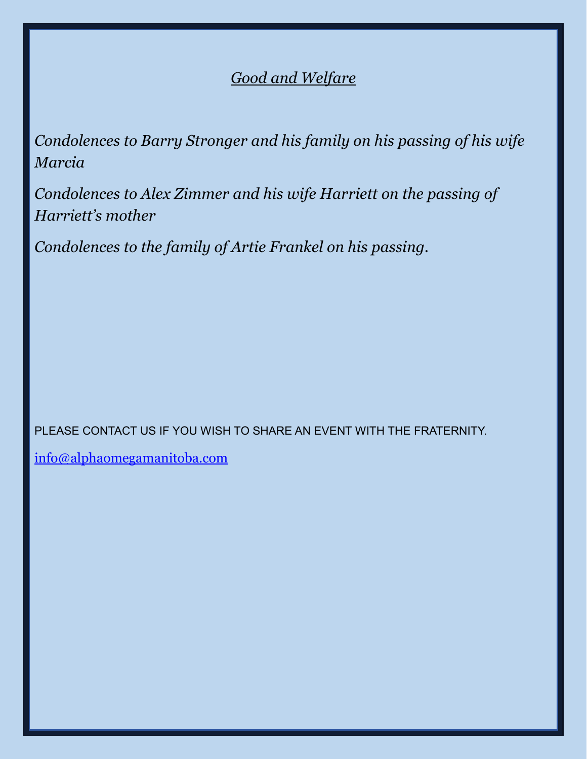## *Good and Welfare*

*Condolences to Barry Stronger and his family on his passing of his wife Marcia*

*Condolences to Alex Zimmer and his wife Harriett on the passing of Harriett's mother*

*Condolences to the family of Artie Frankel on his passing.*

PLEASE CONTACT US IF YOU WISH TO SHARE AN EVENT WITH THE FRATERNITY.

[info@alphaomegamanitoba.com](mailto:info@alphaomegamanitoba.com)